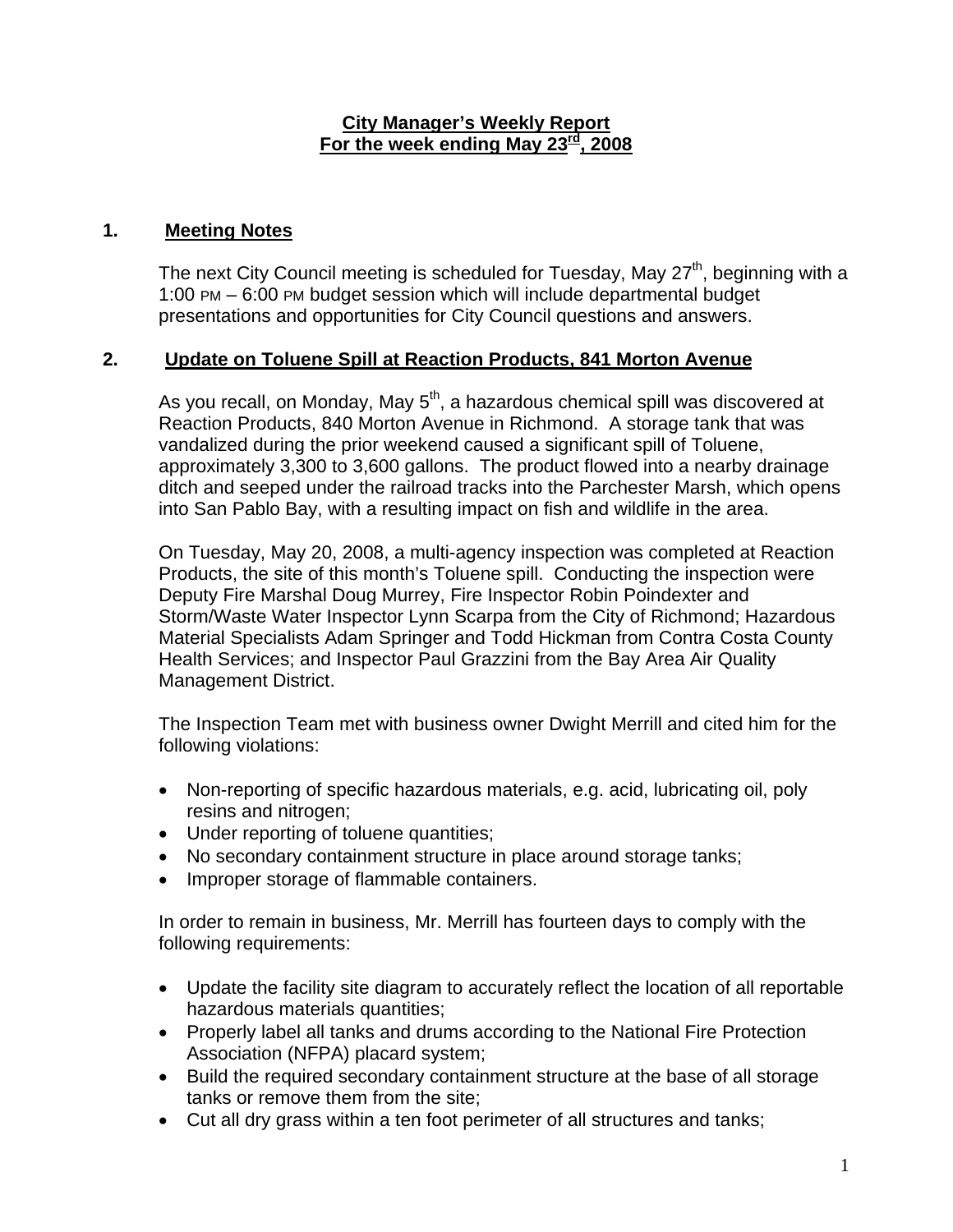# City Manager's Weekly Report
# For the week ending May 23rd, 2008

## 1. Meeting Notes

The next City Council meeting is scheduled for Tuesday, May 27th, beginning with a 1:00 PM – 6:00 PM budget session which will include departmental budget presentations and opportunities for City Council questions and answers.

## 2. Update on Toluene Spill at Reaction Products, 841 Morton Avenue

As you recall, on Monday, May 5th, a hazardous chemical spill was discovered at Reaction Products, 840 Morton Avenue in Richmond. A storage tank that was vandalized during the prior weekend caused a significant spill of Toluene, approximately 3,300 to 3,600 gallons. The product flowed into a nearby drainage ditch and seeped under the railroad tracks into the Parchester Marsh, which opens into San Pablo Bay, with a resulting impact on fish and wildlife in the area.

On Tuesday, May 20, 2008, a multi-agency inspection was completed at Reaction Products, the site of this month's Toluene spill. Conducting the inspection were Deputy Fire Marshal Doug Murrey, Fire Inspector Robin Poindexter and Storm/Waste Water Inspector Lynn Scarpa from the City of Richmond; Hazardous Material Specialists Adam Springer and Todd Hickman from Contra Costa County Health Services; and Inspector Paul Grazzini from the Bay Area Air Quality Management District.

The Inspection Team met with business owner Dwight Merrill and cited him for the following violations:

- Non-reporting of specific hazardous materials, e.g. acid, lubricating oil, poly resins and nitrogen;
- Under reporting of toluene quantities;
- No secondary containment structure in place around storage tanks;
- Improper storage of flammable containers.

In order to remain in business, Mr. Merrill has fourteen days to comply with the following requirements:

- Update the facility site diagram to accurately reflect the location of all reportable hazardous materials quantities;
- Properly label all tanks and drums according to the National Fire Protection Association (NFPA) placard system;
- Build the required secondary containment structure at the base of all storage tanks or remove them from the site;
- Cut all dry grass within a ten foot perimeter of all structures and tanks;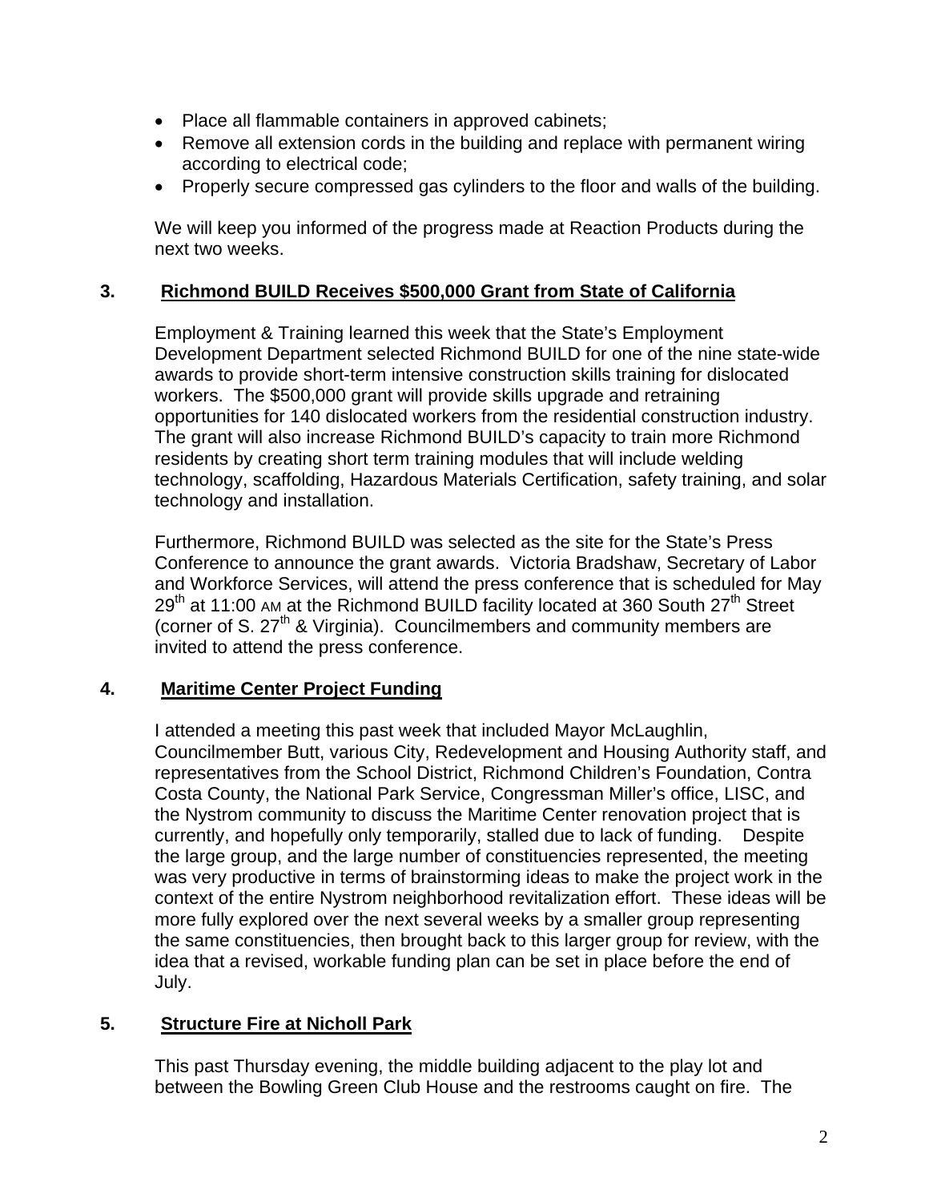- Place all flammable containers in approved cabinets;
- Remove all extension cords in the building and replace with permanent wiring according to electrical code;
- Properly secure compressed gas cylinders to the floor and walls of the building.

We will keep you informed of the progress made at Reaction Products during the next two weeks.

### 3. Richmond BUILD Receives $500,000 Grant from State of California

Employment & Training learned this week that the State's Employment Development Department selected Richmond BUILD for one of the nine state-wide awards to provide short-term intensive construction skills training for dislocated workers. The $500,000 grant will provide skills upgrade and retraining opportunities for 140 dislocated workers from the residential construction industry. The grant will also increase Richmond BUILD's capacity to train more Richmond residents by creating short term training modules that will include welding technology, scaffolding, Hazardous Materials Certification, safety training, and solar technology and installation.

Furthermore, Richmond BUILD was selected as the site for the State's Press Conference to announce the grant awards. Victoria Bradshaw, Secretary of Labor and Workforce Services, will attend the press conference that is scheduled for May 29th at 11:00 AM at the Richmond BUILD facility located at 360 South 27th Street (corner of S. 27th & Virginia). Councilmembers and community members are invited to attend the press conference.

### 4. Maritime Center Project Funding

I attended a meeting this past week that included Mayor McLaughlin, Councilmember Butt, various City, Redevelopment and Housing Authority staff, and representatives from the School District, Richmond Children's Foundation, Contra Costa County, the National Park Service, Congressman Miller's office, LISC, and the Nystrom community to discuss the Maritime Center renovation project that is currently, and hopefully only temporarily, stalled due to lack of funding. Despite the large group, and the large number of constituencies represented, the meeting was very productive in terms of brainstorming ideas to make the project work in the context of the entire Nystrom neighborhood revitalization effort. These ideas will be more fully explored over the next several weeks by a smaller group representing the same constituencies, then brought back to this larger group for review, with the idea that a revised, workable funding plan can be set in place before the end of July.

### 5. Structure Fire at Nicholl Park

This past Thursday evening, the middle building adjacent to the play lot and between the Bowling Green Club House and the restrooms caught on fire. The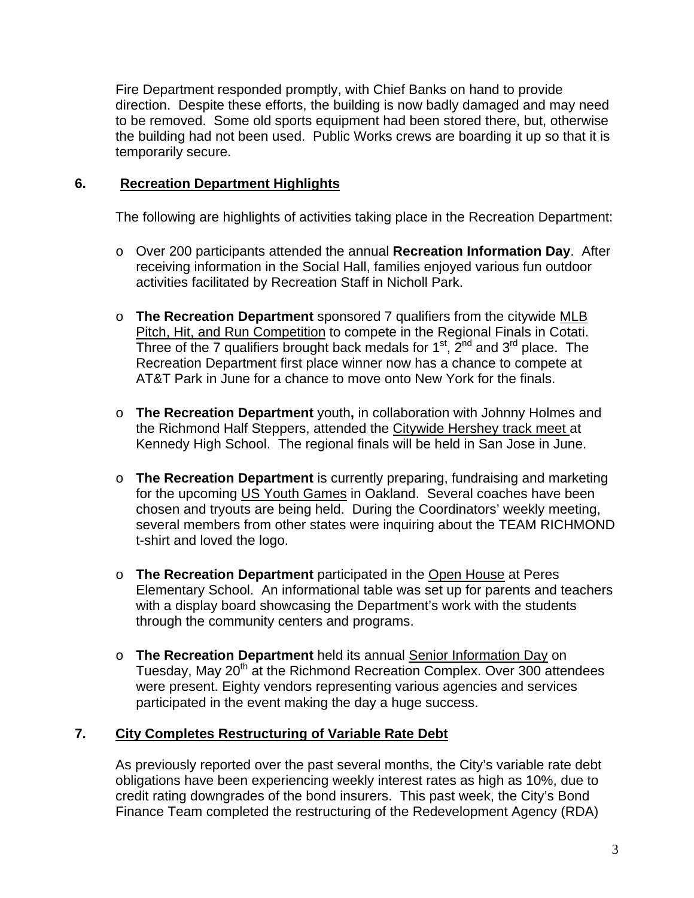Fire Department responded promptly, with Chief Banks on hand to provide direction. Despite these efforts, the building is now badly damaged and may need to be removed. Some old sports equipment had been stored there, but, otherwise the building had not been used. Public Works crews are boarding it up so that it is temporarily secure.

## 6. Recreation Department Highlights

The following are highlights of activities taking place in the Recreation Department:

- Over 200 participants attended the annual **Recreation Information Day**. After receiving information in the Social Hall, families enjoyed various fun outdoor activities facilitated by Recreation Staff in Nicholl Park.

- **The Recreation Department** sponsored 7 qualifiers from the citywide MLB Pitch, Hit, and Run Competition to compete in the Regional Finals in Cotati. Three of the 7 qualifiers brought back medals for 1st, 2nd and 3rd place. The Recreation Department first place winner now has a chance to compete at AT&T Park in June for a chance to move onto New York for the finals.

- **The Recreation Department** youth**,** in collaboration with Johnny Holmes and the Richmond Half Steppers, attended the Citywide Hershey track meet at Kennedy High School. The regional finals will be held in San Jose in June.

- **The Recreation Department** is currently preparing, fundraising and marketing for the upcoming US Youth Games in Oakland. Several coaches have been chosen and tryouts are being held. During the Coordinators' weekly meeting, several members from other states were inquiring about the TEAM RICHMOND t-shirt and loved the logo.

- **The Recreation Department** participated in the Open House at Peres Elementary School. An informational table was set up for parents and teachers with a display board showcasing the Department's work with the students through the community centers and programs.

- **The Recreation Department** held its annual Senior Information Day on Tuesday, May 20th at the Richmond Recreation Complex. Over 300 attendees were present. Eighty vendors representing various agencies and services participated in the event making the day a huge success.

## 7. City Completes Restructuring of Variable Rate Debt

As previously reported over the past several months, the City's variable rate debt obligations have been experiencing weekly interest rates as high as 10%, due to credit rating downgrades of the bond insurers. This past week, the City's Bond Finance Team completed the restructuring of the Redevelopment Agency (RDA)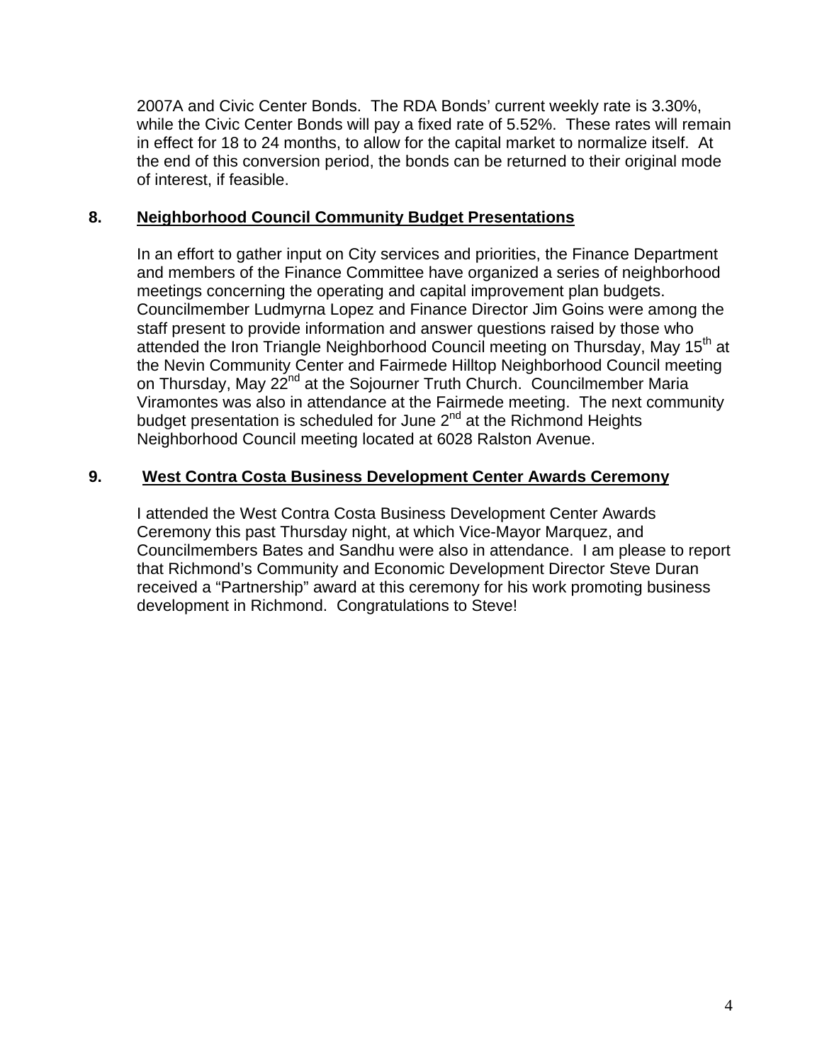2007A and Civic Center Bonds. The RDA Bonds' current weekly rate is 3.30%, while the Civic Center Bonds will pay a fixed rate of 5.52%. These rates will remain in effect for 18 to 24 months, to allow for the capital market to normalize itself. At the end of this conversion period, the bonds can be returned to their original mode of interest, if feasible.

## 8. Neighborhood Council Community Budget Presentations

In an effort to gather input on City services and priorities, the Finance Department and members of the Finance Committee have organized a series of neighborhood meetings concerning the operating and capital improvement plan budgets. Councilmember Ludmyrna Lopez and Finance Director Jim Goins were among the staff present to provide information and answer questions raised by those who attended the Iron Triangle Neighborhood Council meeting on Thursday, May 15th at the Nevin Community Center and Fairmede Hilltop Neighborhood Council meeting on Thursday, May 22nd at the Sojourner Truth Church. Councilmember Maria Viramontes was also in attendance at the Fairmede meeting. The next community budget presentation is scheduled for June 2nd at the Richmond Heights Neighborhood Council meeting located at 6028 Ralston Avenue.

## 9. West Contra Costa Business Development Center Awards Ceremony

I attended the West Contra Costa Business Development Center Awards Ceremony this past Thursday night, at which Vice-Mayor Marquez, and Councilmembers Bates and Sandhu were also in attendance. I am please to report that Richmond's Community and Economic Development Director Steve Duran received a "Partnership" award at this ceremony for his work promoting business development in Richmond. Congratulations to Steve!